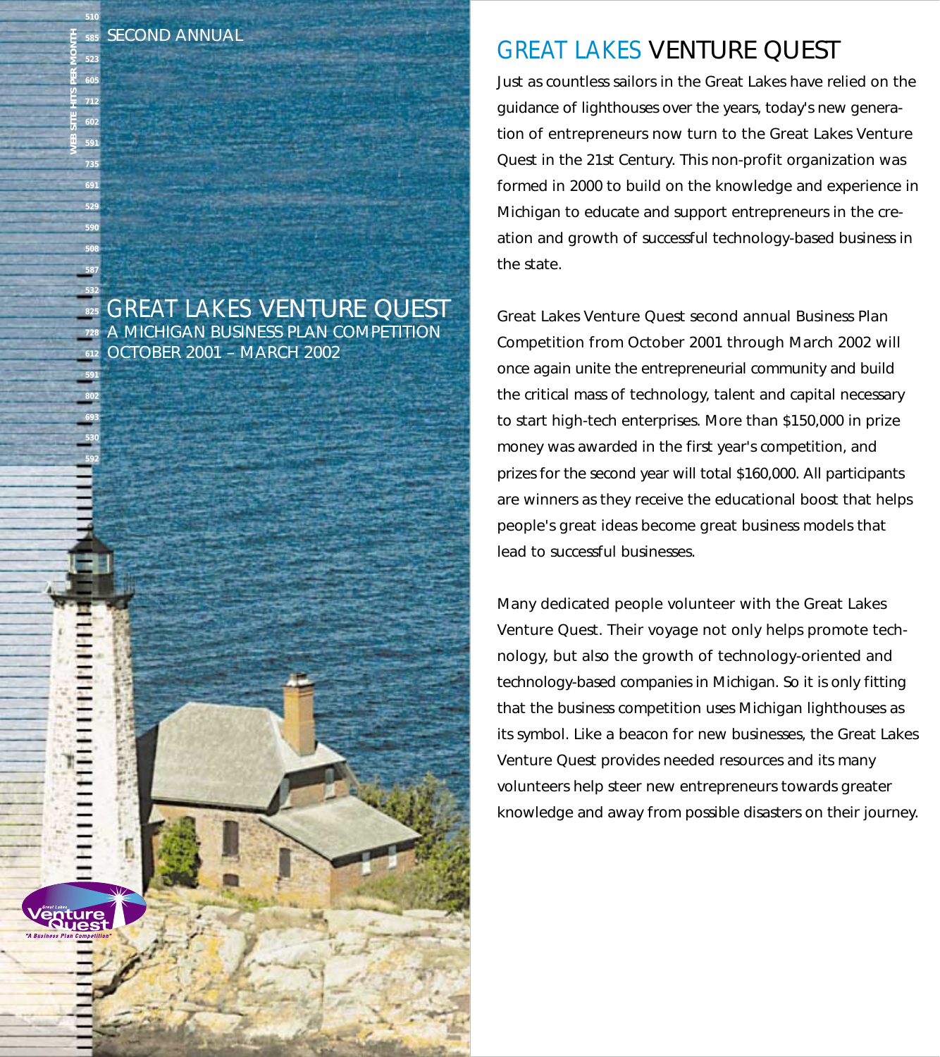SECOND ANNUAL

# GREAT LAKES VENTURE QUEST

## A MICHIGAN BUSINESS PLAN COMPETITION

## OCTOBER 2001 – MARCH 2002

# GREAT LAKES VENTURE QUEST

Just as countless sailors in the Great Lakes have relied on the guidance of lighthouses over the years, today's new generation of entrepreneurs now turn to the Great Lakes Venture Quest in the 21st Century. This non-profit organization was formed in 2000 to build on the knowledge and experience in Michigan to educate and support entrepreneurs in the creation and growth of successful technology-based business in the state.

Great Lakes Venture Quest second annual Business Plan Competition from October 2001 through March 2002 will once again unite the entrepreneurial community and build the critical mass of technology, talent and capital necessary to start high-tech enterprises. More than $150,000 in prize money was awarded in the first year's competition, and prizes for the second year will total $160,000. All participants are winners as they receive the educational boost that helps people's great ideas become great business models that lead to successful businesses.

Many dedicated people volunteer with the Great Lakes Venture Quest. Their voyage not only helps promote technology, but also the growth of technology-oriented and technology-based companies in Michigan. So it is only fitting that the business competition uses Michigan lighthouses as its symbol. Like a beacon for new businesses, the Great Lakes Venture Quest provides needed resources and its many volunteers help steer new entrepreneurs towards greater knowledge and away from possible disasters on their journey.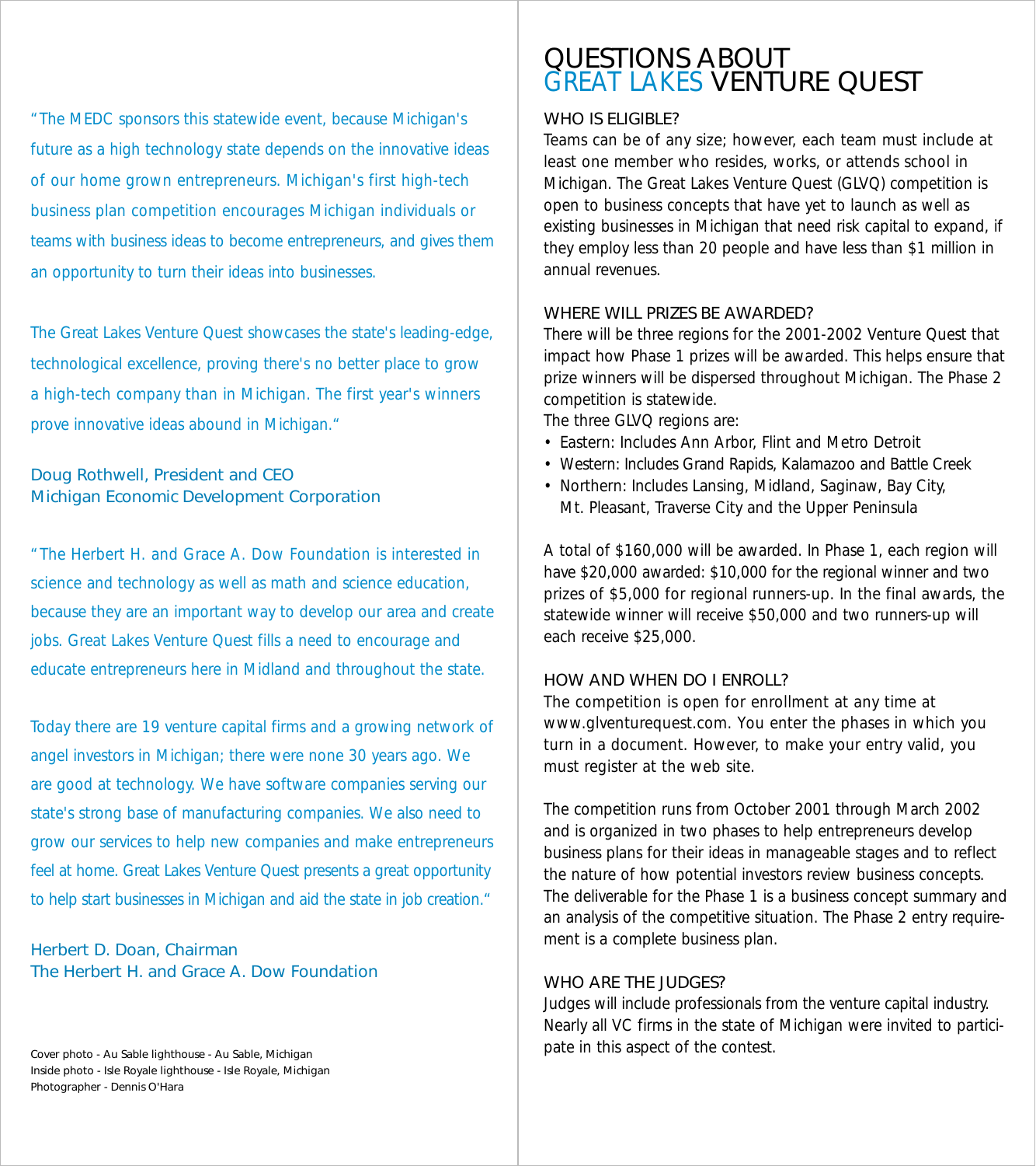"The MEDC sponsors this statewide event, because Michigan's future as a high technology state depends on the innovative ideas of our home grown entrepreneurs. Michigan's first high-tech business plan competition encourages Michigan individuals or teams with business ideas to become entrepreneurs, and gives them an opportunity to turn their ideas into businesses.

The Great Lakes Venture Quest showcases the state's leading-edge, technological excellence, proving there's no better place to grow a high-tech company than in Michigan. The first year's winners prove innovative ideas abound in Michigan."

Doug Rothwell, President and CEO
Michigan Economic Development Corporation

"The Herbert H. and Grace A. Dow Foundation is interested in science and technology as well as math and science education, because they are an important way to develop our area and create jobs. Great Lakes Venture Quest fills a need to encourage and educate entrepreneurs here in Midland and throughout the state.

Today there are 19 venture capital firms and a growing network of angel investors in Michigan; there were none 30 years ago. We are good at technology. We have software companies serving our state's strong base of manufacturing companies. We also need to grow our services to help new companies and make entrepreneurs feel at home. Great Lakes Venture Quest presents a great opportunity to help start businesses in Michigan and aid the state in job creation."

Herbert D. Doan, Chairman
The Herbert H. and Grace A. Dow Foundation

Cover photo - Au Sable lighthouse - Au Sable, Michigan
Inside photo - Isle Royale lighthouse - Isle Royale, Michigan
Photographer - Dennis O'Hara

# QUESTIONS ABOUT GREAT LAKES VENTURE QUEST

## WHO IS ELIGIBLE?

Teams can be of any size; however, each team must include at least one member who resides, works, or attends school in Michigan. The Great Lakes Venture Quest (GLVQ) competition is open to business concepts that have yet to launch as well as existing businesses in Michigan that need risk capital to expand, if they employ less than 20 people and have less than $1 million in annual revenues.

## WHERE WILL PRIZES BE AWARDED?

There will be three regions for the 2001-2002 Venture Quest that impact how Phase 1 prizes will be awarded. This helps ensure that prize winners will be dispersed throughout Michigan. The Phase 2 competition is statewide.

The three GLVQ regions are:

- Eastern: Includes Ann Arbor, Flint and Metro Detroit
- Western: Includes Grand Rapids, Kalamazoo and Battle Creek
- Northern: Includes Lansing, Midland, Saginaw, Bay City, Mt. Pleasant, Traverse City and the Upper Peninsula

A total of $160,000 will be awarded. In Phase 1, each region will have $20,000 awarded: $10,000 for the regional winner and two prizes of $5,000 for regional runners-up. In the final awards, the statewide winner will receive $50,000 and two runners-up will each receive $25,000.

## HOW AND WHEN DO I ENROLL?

The competition is open for enrollment at any time at www.glventurequest.com. You enter the phases in which you turn in a document. However, to make your entry valid, you must register at the web site.

The competition runs from October 2001 through March 2002 and is organized in two phases to help entrepreneurs develop business plans for their ideas in manageable stages and to reflect the nature of how potential investors review business concepts. The deliverable for the Phase 1 is a business concept summary and an analysis of the competitive situation. The Phase 2 entry requirement is a complete business plan.

## WHO ARE THE JUDGES?

Judges will include professionals from the venture capital industry. Nearly all VC firms in the state of Michigan were invited to participate in this aspect of the contest.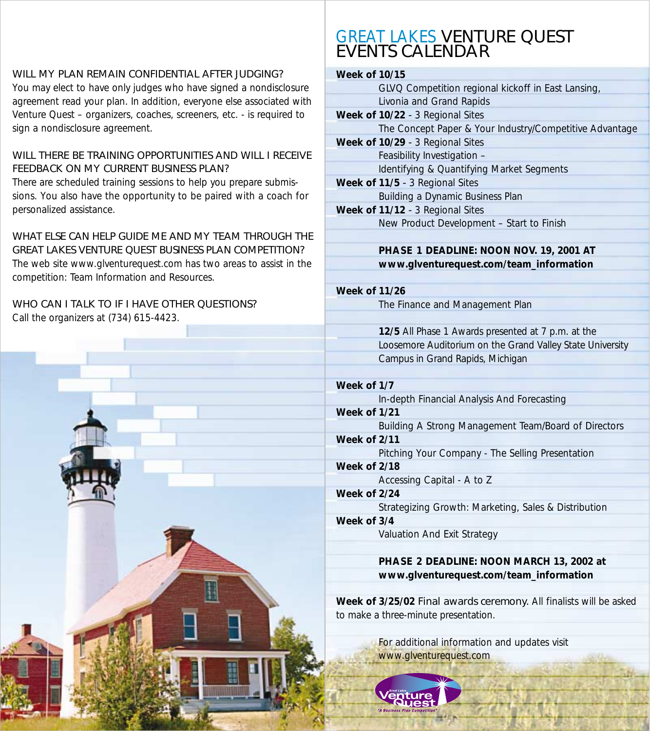### WILL MY PLAN REMAIN CONFIDENTIAL AFTER JUDGING?

You may elect to have only judges who have signed a nondisclosure agreement read your plan. In addition, everyone else associated with Venture Quest – organizers, coaches, screeners, etc. - is required to sign a nondisclosure agreement.

### WILL THERE BE TRAINING OPPORTUNITIES AND WILL I RECEIVE FEEDBACK ON MY CURRENT BUSINESS PLAN?

There are scheduled training sessions to help you prepare submissions. You also have the opportunity to be paired with a coach for personalized assistance.

### WHAT ELSE CAN HELP GUIDE ME AND MY TEAM THROUGH THE GREAT LAKES VENTURE QUEST BUSINESS PLAN COMPETITION?

The web site www.glventurequest.com has two areas to assist in the competition: Team Information and Resources.

### WHO CAN I TALK TO IF I HAVE OTHER QUESTIONS?

Call the organizers at (734) 615-4423.

# GREAT LAKES VENTURE QUEST EVENTS CALENDAR

**Week of 10/15**
GLVQ Competition regional kickoff in East Lansing, Livonia and Grand Rapids

**Week of 10/22** - 3 Regional Sites
The Concept Paper & Your Industry/Competitive Advantage

**Week of 10/29** - 3 Regional Sites
Feasibility Investigation – Identifying & Quantifying Market Segments

**Week of 11/5** - 3 Regional Sites
Building a Dynamic Business Plan

**Week of 11/12** - 3 Regional Sites
New Product Development – Start to Finish

**PHASE 1 DEADLINE: NOON NOV. 19, 2001 AT www.glventurequest.com/team_information**

**Week of 11/26**
The Finance and Management Plan

**12/5** All Phase 1 Awards presented at 7 p.m. at the Loosemore Auditorium on the Grand Valley State University Campus in Grand Rapids, Michigan

**Week of 1/7**
In-depth Financial Analysis And Forecasting

**Week of 1/21**
Building A Strong Management Team/Board of Directors

**Week of 2/11**
Pitching Your Company - The Selling Presentation

**Week of 2/18**
Accessing Capital - A to Z

**Week of 2/24**
Strategizing Growth: Marketing, Sales & Distribution

**Week of 3/4**
Valuation And Exit Strategy

**PHASE 2 DEADLINE: NOON MARCH 13, 2002 at www.glventurequest.com/team_information**

**Week of 3/25/02** Final awards ceremony. All finalists will be asked to make a three-minute presentation.

For additional information and updates visit www.glventurequest.com

Great Lakes Venture Quest "A Business Plan Competition"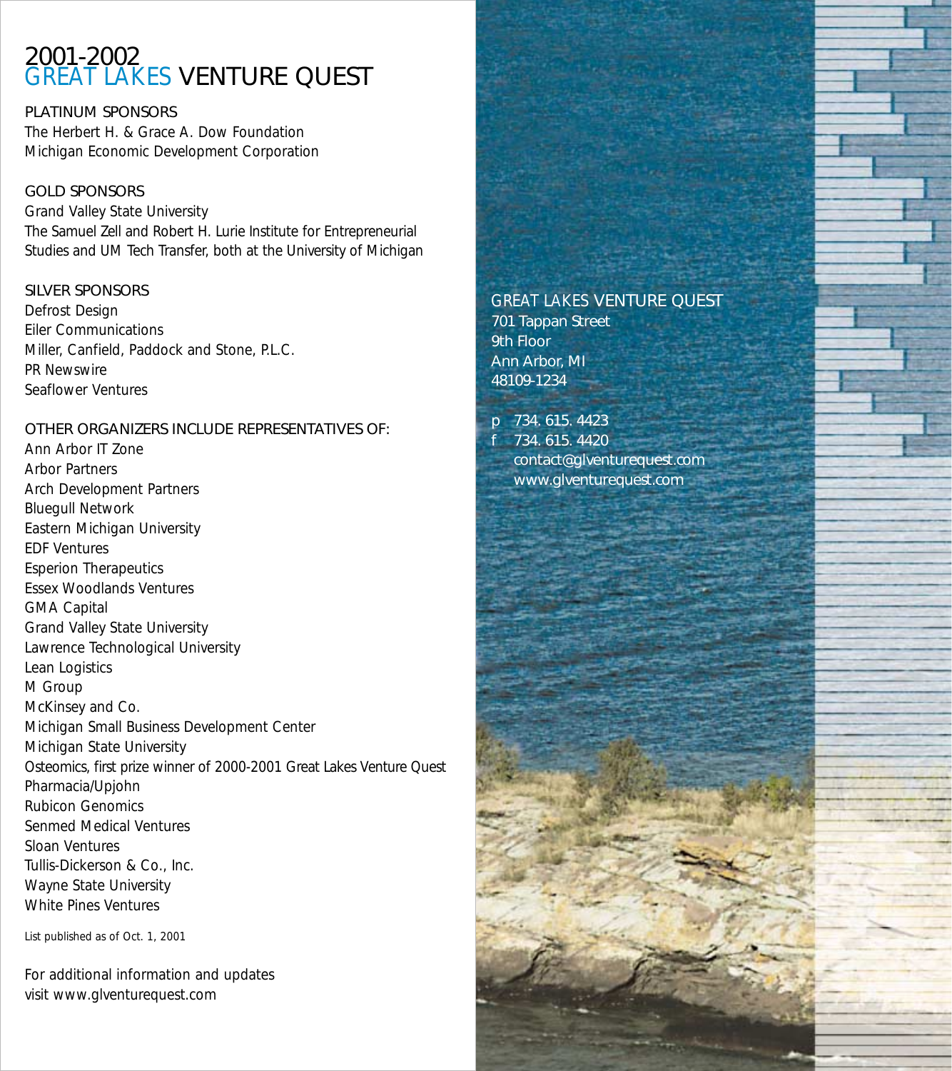# 2001-2002 GREAT LAKES VENTURE QUEST

## PLATINUM SPONSORS

The Herbert H. & Grace A. Dow Foundation
Michigan Economic Development Corporation

## GOLD SPONSORS

Grand Valley State University
The Samuel Zell and Robert H. Lurie Institute for Entrepreneurial Studies and UM Tech Transfer, both at the University of Michigan

## SILVER SPONSORS

Defrost Design
Eiler Communications
Miller, Canfield, Paddock and Stone, P.L.C.
PR Newswire
Seaflower Ventures

## OTHER ORGANIZERS INCLUDE REPRESENTATIVES OF:

Ann Arbor IT Zone
Arbor Partners
Arch Development Partners
Bluegull Network
Eastern Michigan University
EDF Ventures
Esperion Therapeutics
Essex Woodlands Ventures
GMA Capital
Grand Valley State University
Lawrence Technological University
Lean Logistics
M Group
McKinsey and Co.
Michigan Small Business Development Center
Michigan State University
Osteomics, first prize winner of 2000-2001 Great Lakes Venture Quest
Pharmacia/Upjohn
Rubicon Genomics
Senmed Medical Ventures
Sloan Ventures
Tullis-Dickerson & Co., Inc.
Wayne State University
White Pines Ventures

List published as of Oct. 1, 2001

For additional information and updates visit www.glventurequest.com

GREAT LAKES VENTURE QUEST
701 Tappan Street
9th Floor
Ann Arbor, MI
48109-1234

p 734. 615. 4423
f 734. 615. 4420
contact@glventurequest.com
www.glventurequest.com